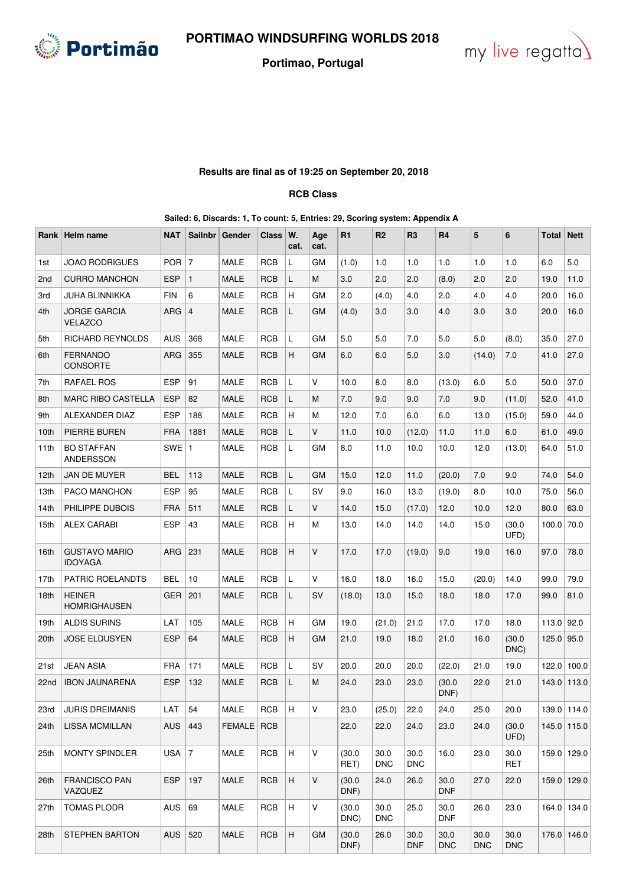# PORTIMAO WINDSURFING WORLDS 2018

**Portimao, Portugal**

**Results are final as of 19:25 on September 20, 2018**

**RCB Class**

**Sailed: 6, Discards: 1, To count: 5, Entries: 29, Scoring system: Appendix A**

| Rank | Helm name | NAT | Sailnbr | Gender | Class | W. cat. | Age cat. | R1 | R2 | R3 | R4 | 5 | 6 | Total | Nett |
|---|---|---|---|---|---|---|---|---|---|---|---|---|---|---|---|
| 1st | JOAO RODRIGUES | POR | 7 | MALE | RCB | L | GM | (1.0) | 1.0 | 1.0 | 1.0 | 1.0 | 1.0 | 6.0 | 5.0 |
| 2nd | CURRO MANCHON | ESP | 1 | MALE | RCB | L | M | 3.0 | 2.0 | 2.0 | (8.0) | 2.0 | 2.0 | 19.0 | 11.0 |
| 3rd | JUHA BLINNIKKA | FIN | 6 | MALE | RCB | H | GM | 2.0 | (4.0) | 4.0 | 2.0 | 4.0 | 4.0 | 20.0 | 16.0 |
| 4th | JORGE GARCIA VELAZCO | ARG | 4 | MALE | RCB | L | GM | (4.0) | 3.0 | 3.0 | 4.0 | 3.0 | 3.0 | 20.0 | 16.0 |
| 5th | RICHARD REYNOLDS | AUS | 368 | MALE | RCB | L | GM | 5.0 | 5.0 | 7.0 | 5.0 | 5.0 | (8.0) | 35.0 | 27.0 |
| 6th | FERNANDO CONSORTE | ARG | 355 | MALE | RCB | H | GM | 6.0 | 6.0 | 5.0 | 3.0 | (14.0) | 7.0 | 41.0 | 27.0 |
| 7th | RAFAEL ROS | ESP | 91 | MALE | RCB | L | V | 10.0 | 8.0 | 8.0 | (13.0) | 6.0 | 5.0 | 50.0 | 37.0 |
| 8th | MARC RIBO CASTELLA | ESP | 82 | MALE | RCB | L | M | 7.0 | 9.0 | 9.0 | 7.0 | 9.0 | (11.0) | 52.0 | 41.0 |
| 9th | ALEXANDER DIAZ | ESP | 188 | MALE | RCB | H | M | 12.0 | 7.0 | 6.0 | 6.0 | 13.0 | (15.0) | 59.0 | 44.0 |
| 10th | PIERRE BUREN | FRA | 1881 | MALE | RCB | L | V | 11.0 | 10.0 | (12.0) | 11.0 | 11.0 | 6.0 | 61.0 | 49.0 |
| 11th | BO STAFFAN ANDERSSON | SWE | 1 | MALE | RCB | L | GM | 8.0 | 11.0 | 10.0 | 10.0 | 12.0 | (13.0) | 64.0 | 51.0 |
| 12th | JAN DE MUYER | BEL | 113 | MALE | RCB | L | GM | 15.0 | 12.0 | 11.0 | (20.0) | 7.0 | 9.0 | 74.0 | 54.0 |
| 13th | PACO MANCHON | ESP | 95 | MALE | RCB | L | SV | 9.0 | 16.0 | 13.0 | (19.0) | 8.0 | 10.0 | 75.0 | 56.0 |
| 14th | PHILIPPE DUBOIS | FRA | 511 | MALE | RCB | L | V | 14.0 | 15.0 | (17.0) | 12.0 | 10.0 | 12.0 | 80.0 | 63.0 |
| 15th | ALEX CARABI | ESP | 43 | MALE | RCB | H | M | 13.0 | 14.0 | 14.0 | 14.0 | 15.0 | (30.0 UFD) | 100.0 | 70.0 |
| 16th | GUSTAVO MARIO IDOYAGA | ARG | 231 | MALE | RCB | H | V | 17.0 | 17.0 | (19.0) | 9.0 | 19.0 | 16.0 | 97.0 | 78.0 |
| 17th | PATRIC ROELANDTS | BEL | 10 | MALE | RCB | L | V | 16.0 | 18.0 | 16.0 | 15.0 | (20.0) | 14.0 | 99.0 | 79.0 |
| 18th | HEINER HOMRIGHAUSEN | GER | 201 | MALE | RCB | L | SV | (18.0) | 13.0 | 15.0 | 18.0 | 18.0 | 17.0 | 99.0 | 81.0 |
| 19th | ALDIS SURINS | LAT | 105 | MALE | RCB | H | GM | 19.0 | (21.0) | 21.0 | 17.0 | 17.0 | 18.0 | 113.0 | 92.0 |
| 20th | JOSE ELDUSYEN | ESP | 64 | MALE | RCB | H | GM | 21.0 | 19.0 | 18.0 | 21.0 | 16.0 | (30.0 DNC) | 125.0 | 95.0 |
| 21st | JEAN ASIA | FRA | 171 | MALE | RCB | L | SV | 20.0 | 20.0 | 20.0 | (22.0) | 21.0 | 19.0 | 122.0 | 100.0 |
| 22nd | IBON JAUNARENA | ESP | 132 | MALE | RCB | L | M | 24.0 | 23.0 | 23.0 | (30.0 DNF) | 22.0 | 21.0 | 143.0 | 113.0 |
| 23rd | JURIS DREIMANIS | LAT | 54 | MALE | RCB | H | V | 23.0 | (25.0) | 22.0 | 24.0 | 25.0 | 20.0 | 139.0 | 114.0 |
| 24th | LISSA MCMILLAN | AUS | 443 | FEMALE | RCB | | | 22.0 | 22.0 | 24.0 | 23.0 | 24.0 | (30.0 UFD) | 145.0 | 115.0 |
| 25th | MONTY SPINDLER | USA | 7 | MALE | RCB | H | V | (30.0 RET) | 30.0 DNC | 30.0 DNC | 16.0 | 23.0 | 30.0 RET | 159.0 | 129.0 |
| 26th | FRANCISCO PAN VAZQUEZ | ESP | 197 | MALE | RCB | H | V | (30.0 DNF) | 24.0 | 26.0 | 30.0 DNF | 27.0 | 22.0 | 159.0 | 129.0 |
| 27th | TOMAS PLODR | AUS | 69 | MALE | RCB | H | V | (30.0 DNC) | 30.0 DNC | 25.0 | 30.0 DNF | 26.0 | 23.0 | 164.0 | 134.0 |
| 28th | STEPHEN BARTON | AUS | 520 | MALE | RCB | H | GM | (30.0 DNF) | 26.0 | 30.0 DNF | 30.0 DNC | 30.0 DNC | 30.0 DNC | 176.0 | 146.0 |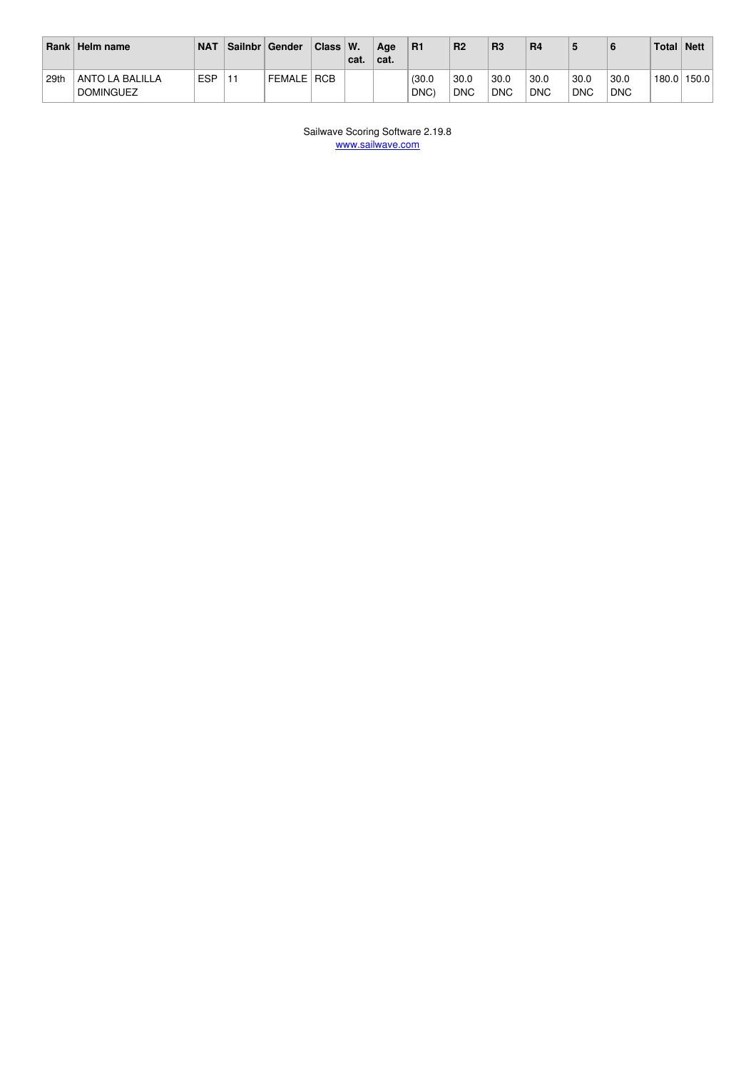| Rank | Helm name | NAT | Sailnbr | Gender | Class | W. cat. | Age cat. | R1 | R2 | R3 | R4 | 5 | 6 | Total | Nett |
|---|---|---|---|---|---|---|---|---|---|---|---|---|---|---|---|
| 29th | ANTO LA BALILLA DOMINGUEZ | ESP | 11 | FEMALE | RCB | | | (30.0 DNC) | 30.0 DNC | 30.0 DNC | 30.0 DNC | 30.0 DNC | 30.0 DNC | 180.0 | 150.0 |

Sailwave Scoring Software 2.19.8
www.sailwave.com